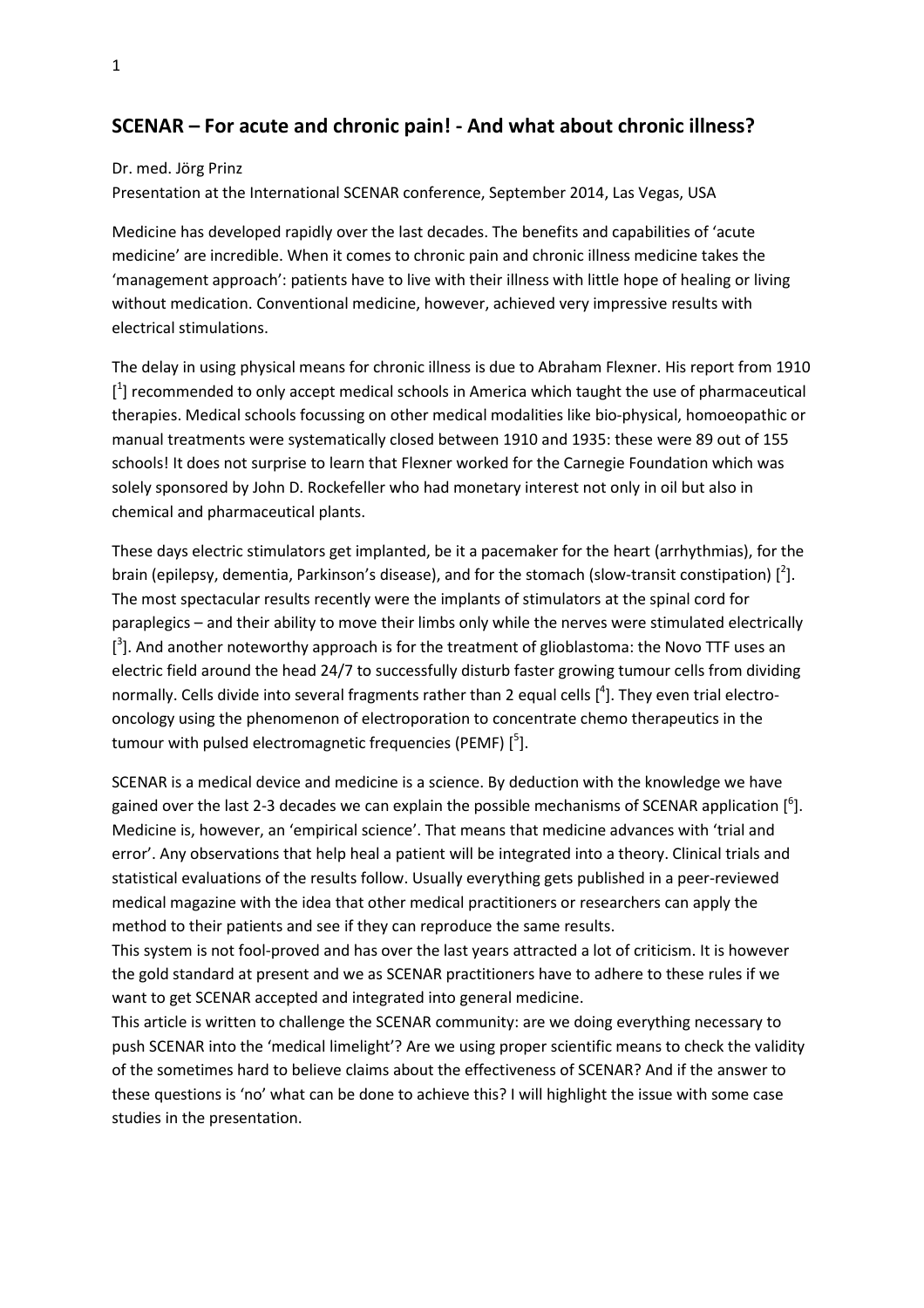## SCENAR – For acute and chronic pain! - And what about chronic illness?

Dr. med. Jörg Prinz

Presentation at the International SCENAR conference, September 2014, Las Vegas, USA

Medicine has developed rapidly over the last decades. The benefits and capabilities of 'acute medicine' are incredible. When it comes to chronic pain and chronic illness medicine takes the 'management approach': patients have to live with their illness with little hope of healing or living without medication. Conventional medicine, however, achieved very impressive results with electrical stimulations.

The delay in using physical means for chronic illness is due to Abraham Flexner. His report from 1910 [1] recommended to only accept medical schools in America which taught the use of pharmaceutical therapies. Medical schools focussing on other medical modalities like bio-physical, homoeopathic or manual treatments were systematically closed between 1910 and 1935: these were 89 out of 155 schools! It does not surprise to learn that Flexner worked for the Carnegie Foundation which was solely sponsored by John D. Rockefeller who had monetary interest not only in oil but also in chemical and pharmaceutical plants.

These days electric stimulators get implanted, be it a pacemaker for the heart (arrhythmias), for the brain (epilepsy, dementia, Parkinson's disease), and for the stomach (slow-transit constipation) [2]. The most spectacular results recently were the implants of stimulators at the spinal cord for paraplegics – and their ability to move their limbs only while the nerves were stimulated electrically [3]. And another noteworthy approach is for the treatment of glioblastoma: the Novo TTF uses an electric field around the head 24/7 to successfully disturb faster growing tumour cells from dividing normally. Cells divide into several fragments rather than 2 equal cells [4]. They even trial electro-oncology using the phenomenon of electroporation to concentrate chemo therapeutics in the tumour with pulsed electromagnetic frequencies (PEMF) [5].

SCENAR is a medical device and medicine is a science. By deduction with the knowledge we have gained over the last 2-3 decades we can explain the possible mechanisms of SCENAR application [6]. Medicine is, however, an 'empirical science'. That means that medicine advances with 'trial and error'. Any observations that help heal a patient will be integrated into a theory. Clinical trials and statistical evaluations of the results follow. Usually everything gets published in a peer-reviewed medical magazine with the idea that other medical practitioners or researchers can apply the method to their patients and see if they can reproduce the same results.

This system is not fool-proved and has over the last years attracted a lot of criticism. It is however the gold standard at present and we as SCENAR practitioners have to adhere to these rules if we want to get SCENAR accepted and integrated into general medicine.

This article is written to challenge the SCENAR community: are we doing everything necessary to push SCENAR into the 'medical limelight'? Are we using proper scientific means to check the validity of the sometimes hard to believe claims about the effectiveness of SCENAR? And if the answer to these questions is 'no' what can be done to achieve this? I will highlight the issue with some case studies in the presentation.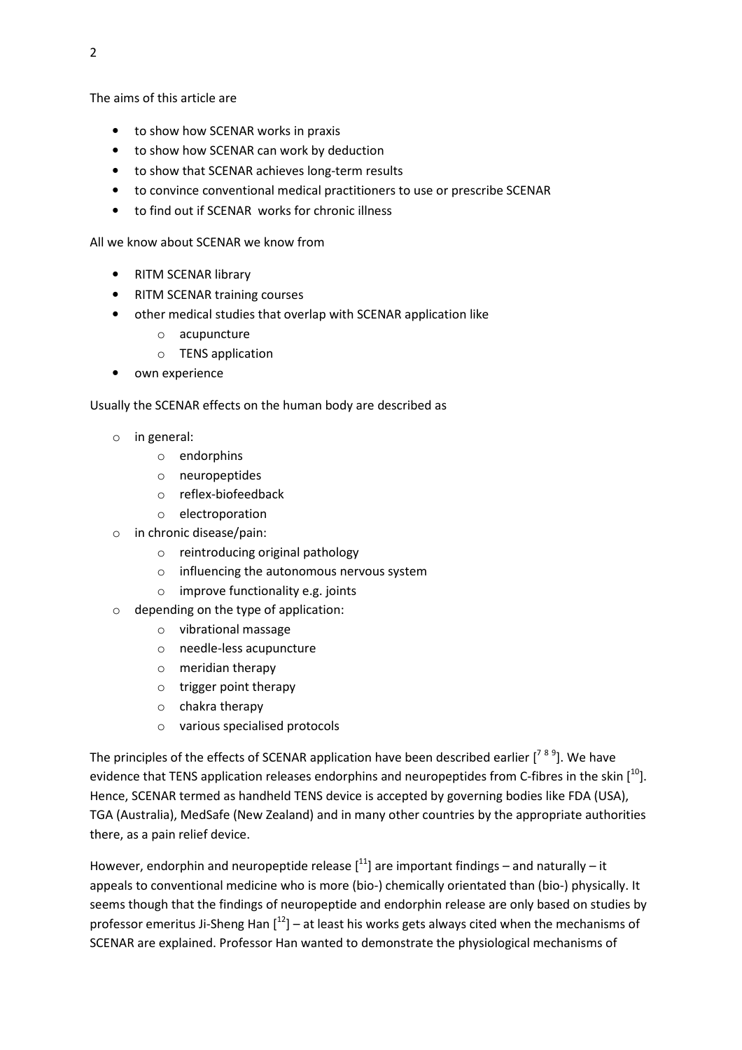The aims of this article are

- to show how SCENAR works in praxis
- to show how SCENAR can work by deduction
- to show that SCENAR achieves long-term results
- to convince conventional medical practitioners to use or prescribe SCENAR
- to find out if SCENAR works for chronic illness

All we know about SCENAR we know from

- RITM SCENAR library
- RITM SCENAR training courses
- other medical studies that overlap with SCENAR application like
    - acupuncture
    - TENS application
- own experience

Usually the SCENAR effects on the human body are described as

- in general:
    - endorphins
    - neuropeptides
    - reflex-biofeedback
    - electroporation
- in chronic disease/pain:
    - reintroducing original pathology
    - influencing the autonomous nervous system
    - improve functionality e.g. joints
- depending on the type of application:
    - vibrational massage
    - needle-less acupuncture
    - meridian therapy
    - trigger point therapy
    - chakra therapy
    - various specialised protocols

The principles of the effects of SCENAR application have been described earlier [7 8 9]. We have evidence that TENS application releases endorphins and neuropeptides from C-fibres in the skin [10]. Hence, SCENAR termed as handheld TENS device is accepted by governing bodies like FDA (USA), TGA (Australia), MedSafe (New Zealand) and in many other countries by the appropriate authorities there, as a pain relief device.

However, endorphin and neuropeptide release [11] are important findings – and naturally – it appeals to conventional medicine who is more (bio-) chemically orientated than (bio-) physically. It seems though that the findings of neuropeptide and endorphin release are only based on studies by professor emeritus Ji-Sheng Han [12] – at least his works gets always cited when the mechanisms of SCENAR are explained. Professor Han wanted to demonstrate the physiological mechanisms of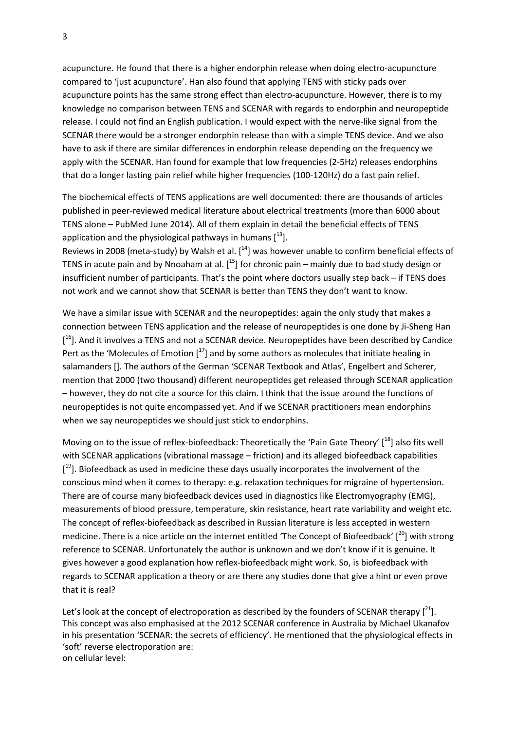acupuncture. He found that there is a higher endorphin release when doing electro-acupuncture compared to 'just acupuncture'. Han also found that applying TENS with sticky pads over acupuncture points has the same strong effect than electro-acupuncture. However, there is to my knowledge no comparison between TENS and SCENAR with regards to endorphin and neuropeptide release. I could not find an English publication. I would expect with the nerve-like signal from the SCENAR there would be a stronger endorphin release than with a simple TENS device. And we also have to ask if there are similar differences in endorphin release depending on the frequency we apply with the SCENAR. Han found for example that low frequencies (2-5Hz) releases endorphins that do a longer lasting pain relief while higher frequencies (100-120Hz) do a fast pain relief.

The biochemical effects of TENS applications are well documented: there are thousands of articles published in peer-reviewed medical literature about electrical treatments (more than 6000 about TENS alone – PubMed June 2014). All of them explain in detail the beneficial effects of TENS application and the physiological pathways in humans [[13]].
Reviews in 2008 (meta-study) by Walsh et al. [[14]] was however unable to confirm beneficial effects of TENS in acute pain and by Nnoaham at al. [[15]] for chronic pain – mainly due to bad study design or insufficient number of participants. That's the point where doctors usually step back – if TENS does not work and we cannot show that SCENAR is better than TENS they don't want to know.

We have a similar issue with SCENAR and the neuropeptides: again the only study that makes a connection between TENS application and the release of neuropeptides is one done by Ji-Sheng Han [[16]]. And it involves a TENS and not a SCENAR device. Neuropeptides have been described by Candice Pert as the 'Molecules of Emotion [[17]] and by some authors as molecules that initiate healing in salamanders []. The authors of the German 'SCENAR Textbook and Atlas', Engelbert and Scherer, mention that 2000 (two thousand) different neuropeptides get released through SCENAR application – however, they do not cite a source for this claim. I think that the issue around the functions of neuropeptides is not quite encompassed yet. And if we SCENAR practitioners mean endorphins when we say neuropeptides we should just stick to endorphins.

Moving on to the issue of reflex-biofeedback: Theoretically the 'Pain Gate Theory' [[18]] also fits well with SCENAR applications (vibrational massage – friction) and its alleged biofeedback capabilities [[19]]. Biofeedback as used in medicine these days usually incorporates the involvement of the conscious mind when it comes to therapy: e.g. relaxation techniques for migraine of hypertension. There are of course many biofeedback devices used in diagnostics like Electromyography (EMG), measurements of blood pressure, temperature, skin resistance, heart rate variability and weight etc. The concept of reflex-biofeedback as described in Russian literature is less accepted in western medicine. There is a nice article on the internet entitled 'The Concept of Biofeedback' [[20]] with strong reference to SCENAR. Unfortunately the author is unknown and we don't know if it is genuine. It gives however a good explanation how reflex-biofeedback might work. So, is biofeedback with regards to SCENAR application a theory or are there any studies done that give a hint or even prove that it is real?

Let's look at the concept of electroporation as described by the founders of SCENAR therapy [[21]]. This concept was also emphasised at the 2012 SCENAR conference in Australia by Michael Ukanafov in his presentation 'SCENAR: the secrets of efficiency'. He mentioned that the physiological effects in 'soft' reverse electroporation are:
on cellular level: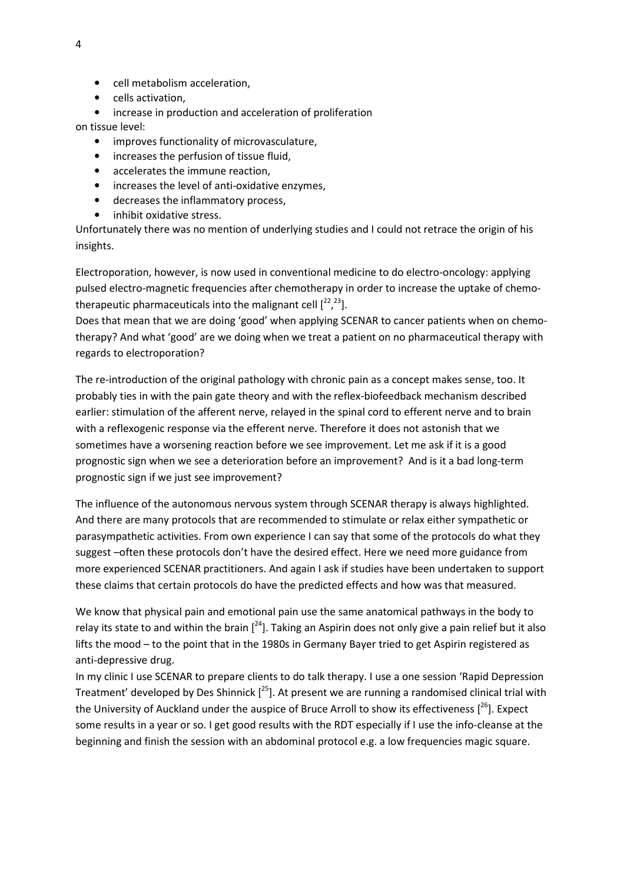- cell metabolism acceleration,
- cells activation,
- increase in production and acceleration of proliferation

on tissue level:

- improves functionality of microvasculature,
- increases the perfusion of tissue fluid,
- accelerates the immune reaction,
- increases the level of anti-oxidative enzymes,
- decreases the inflammatory process,
- inhibit oxidative stress.

Unfortunately there was no mention of underlying studies and I could not retrace the origin of his insights.

Electroporation, however, is now used in conventional medicine to do electro-oncology: applying pulsed electro-magnetic frequencies after chemotherapy in order to increase the uptake of chemo-therapeutic pharmaceuticals into the malignant cell [22,23].

Does that mean that we are doing 'good' when applying SCENAR to cancer patients when on chemo-therapy? And what 'good' are we doing when we treat a patient on no pharmaceutical therapy with regards to electroporation?

The re-introduction of the original pathology with chronic pain as a concept makes sense, too. It probably ties in with the pain gate theory and with the reflex-biofeedback mechanism described earlier: stimulation of the afferent nerve, relayed in the spinal cord to efferent nerve and to brain with a reflexogenic response via the efferent nerve. Therefore it does not astonish that we sometimes have a worsening reaction before we see improvement. Let me ask if it is a good prognostic sign when we see a deterioration before an improvement? And is it a bad long-term prognostic sign if we just see improvement?

The influence of the autonomous nervous system through SCENAR therapy is always highlighted. And there are many protocols that are recommended to stimulate or relax either sympathetic or parasympathetic activities. From own experience I can say that some of the protocols do what they suggest –often these protocols don't have the desired effect. Here we need more guidance from more experienced SCENAR practitioners. And again I ask if studies have been undertaken to support these claims that certain protocols do have the predicted effects and how was that measured.

We know that physical pain and emotional pain use the same anatomical pathways in the body to relay its state to and within the brain [24]. Taking an Aspirin does not only give a pain relief but it also lifts the mood – to the point that in the 1980s in Germany Bayer tried to get Aspirin registered as anti-depressive drug.

In my clinic I use SCENAR to prepare clients to do talk therapy. I use a one session 'Rapid Depression Treatment' developed by Des Shinnick [25]. At present we are running a randomised clinical trial with the University of Auckland under the auspice of Bruce Arroll to show its effectiveness [26]. Expect some results in a year or so. I get good results with the RDT especially if I use the info-cleanse at the beginning and finish the session with an abdominal protocol e.g. a low frequencies magic square.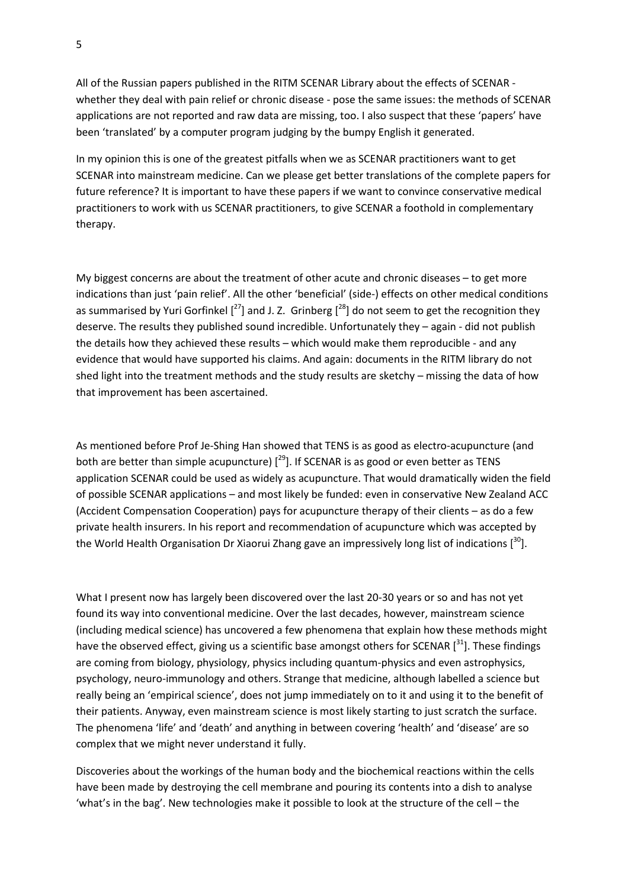All of the Russian papers published in the RITM SCENAR Library about the effects of SCENAR - whether they deal with pain relief or chronic disease - pose the same issues: the methods of SCENAR applications are not reported and raw data are missing, too. I also suspect that these 'papers' have been 'translated' by a computer program judging by the bumpy English it generated.

In my opinion this is one of the greatest pitfalls when we as SCENAR practitioners want to get SCENAR into mainstream medicine. Can we please get better translations of the complete papers for future reference? It is important to have these papers if we want to convince conservative medical practitioners to work with us SCENAR practitioners, to give SCENAR a foothold in complementary therapy.

My biggest concerns are about the treatment of other acute and chronic diseases – to get more indications than just 'pain relief'. All the other 'beneficial' (side-) effects on other medical conditions as summarised by Yuri Gorfinkel [[27]] and J. Z. Grinberg [[28]] do not seem to get the recognition they deserve. The results they published sound incredible. Unfortunately they – again - did not publish the details how they achieved these results – which would make them reproducible - and any evidence that would have supported his claims. And again: documents in the RITM library do not shed light into the treatment methods and the study results are sketchy – missing the data of how that improvement has been ascertained.

As mentioned before Prof Je-Shing Han showed that TENS is as good as electro-acupuncture (and both are better than simple acupuncture) [[29]]. If SCENAR is as good or even better as TENS application SCENAR could be used as widely as acupuncture. That would dramatically widen the field of possible SCENAR applications – and most likely be funded: even in conservative New Zealand ACC (Accident Compensation Cooperation) pays for acupuncture therapy of their clients – as do a few private health insurers. In his report and recommendation of acupuncture which was accepted by the World Health Organisation Dr Xiaorui Zhang gave an impressively long list of indications [[30]].

What I present now has largely been discovered over the last 20-30 years or so and has not yet found its way into conventional medicine. Over the last decades, however, mainstream science (including medical science) has uncovered a few phenomena that explain how these methods might have the observed effect, giving us a scientific base amongst others for SCENAR [[31]]. These findings are coming from biology, physiology, physics including quantum-physics and even astrophysics, psychology, neuro-immunology and others. Strange that medicine, although labelled a science but really being an 'empirical science', does not jump immediately on to it and using it to the benefit of their patients. Anyway, even mainstream science is most likely starting to just scratch the surface. The phenomena 'life' and 'death' and anything in between covering 'health' and 'disease' are so complex that we might never understand it fully.

Discoveries about the workings of the human body and the biochemical reactions within the cells have been made by destroying the cell membrane and pouring its contents into a dish to analyse 'what's in the bag'. New technologies make it possible to look at the structure of the cell – the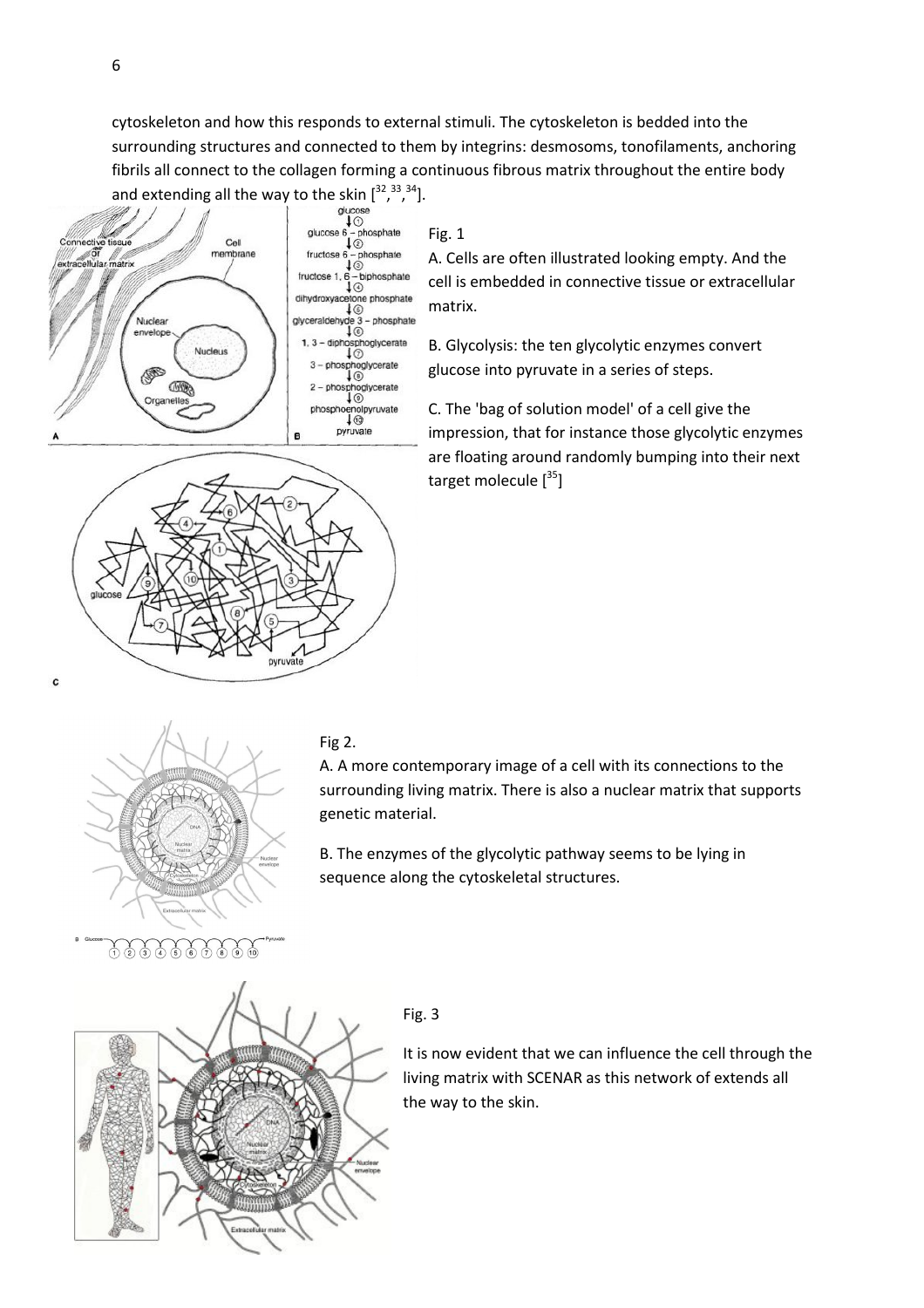cytoskeleton and how this responds to external stimuli. The cytoskeleton is bedded into the surrounding structures and connected to them by integrins: desmosoms, tonofilaments, anchoring fibrils all connect to the collagen forming a continuous fibrous matrix throughout the entire body and extending all the way to the skin [32, 33, 34].

Fig. 1

A. Cells are often illustrated looking empty. And the cell is embedded in connective tissue or extracellular matrix.

B. Glycolysis: the ten glycolytic enzymes convert glucose into pyruvate in a series of steps.

C. The 'bag of solution model' of a cell give the impression, that for instance those glycolytic enzymes are floating around randomly bumping into their next target molecule [35]

Fig 2.

A. A more contemporary image of a cell with its connections to the surrounding living matrix. There is also a nuclear matrix that supports genetic material.

B. The enzymes of the glycolytic pathway seems to be lying in sequence along the cytoskeletal structures.

Fig. 3

It is now evident that we can influence the cell through the living matrix with SCENAR as this network of extends all the way to the skin.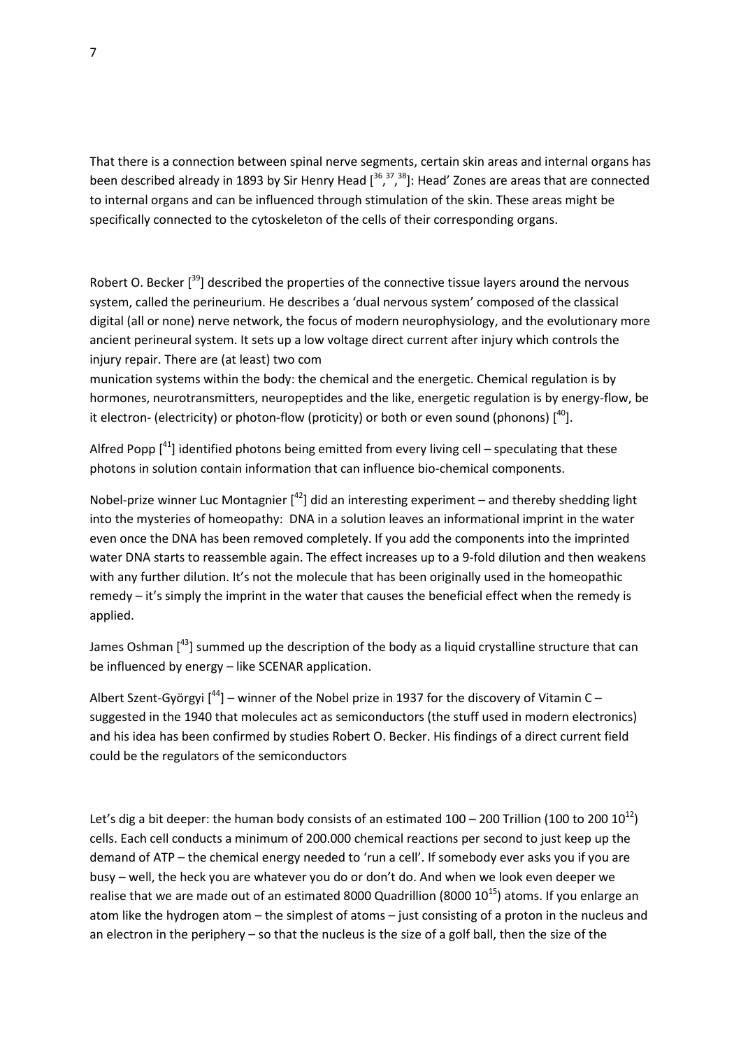That there is a connection between spinal nerve segments, certain skin areas and internal organs has been described already in 1893 by Sir Henry Head [36,37,38]: Head' Zones are areas that are connected to internal organs and can be influenced through stimulation of the skin. These areas might be specifically connected to the cytoskeleton of the cells of their corresponding organs.

Robert O. Becker [39] described the properties of the connective tissue layers around the nervous system, called the perineurium. He describes a 'dual nervous system' composed of the classical digital (all or none) nerve network, the focus of modern neurophysiology, and the evolutionary more ancient perineural system. It sets up a low voltage direct current after injury which controls the injury repair. There are (at least) two com
munication systems within the body: the chemical and the energetic. Chemical regulation is by hormones, neurotransmitters, neuropeptides and the like, energetic regulation is by energy-flow, be it electron- (electricity) or photon-flow (proticity) or both or even sound (phonons) [40].

Alfred Popp [41] identified photons being emitted from every living cell – speculating that these photons in solution contain information that can influence bio-chemical components.

Nobel-prize winner Luc Montagnier [42] did an interesting experiment – and thereby shedding light into the mysteries of homeopathy: DNA in a solution leaves an informational imprint in the water even once the DNA has been removed completely. If you add the components into the imprinted water DNA starts to reassemble again. The effect increases up to a 9-fold dilution and then weakens with any further dilution. It's not the molecule that has been originally used in the homeopathic remedy – it's simply the imprint in the water that causes the beneficial effect when the remedy is applied.

James Oshman [43] summed up the description of the body as a liquid crystalline structure that can be influenced by energy – like SCENAR application.

Albert Szent-Györgyi [44] – winner of the Nobel prize in 1937 for the discovery of Vitamin C – suggested in the 1940 that molecules act as semiconductors (the stuff used in modern electronics) and his idea has been confirmed by studies Robert O. Becker. His findings of a direct current field could be the regulators of the semiconductors

Let's dig a bit deeper: the human body consists of an estimated 100 – 200 Trillion (100 to 200 $10^{12}$) cells. Each cell conducts a minimum of 200.000 chemical reactions per second to just keep up the demand of ATP – the chemical energy needed to 'run a cell'. If somebody ever asks you if you are busy – well, the heck you are whatever you do or don't do. And when we look even deeper we realise that we are made out of an estimated 8000 Quadrillion (8000 $10^{15}$) atoms. If you enlarge an atom like the hydrogen atom – the simplest of atoms – just consisting of a proton in the nucleus and an electron in the periphery – so that the nucleus is the size of a golf ball, then the size of the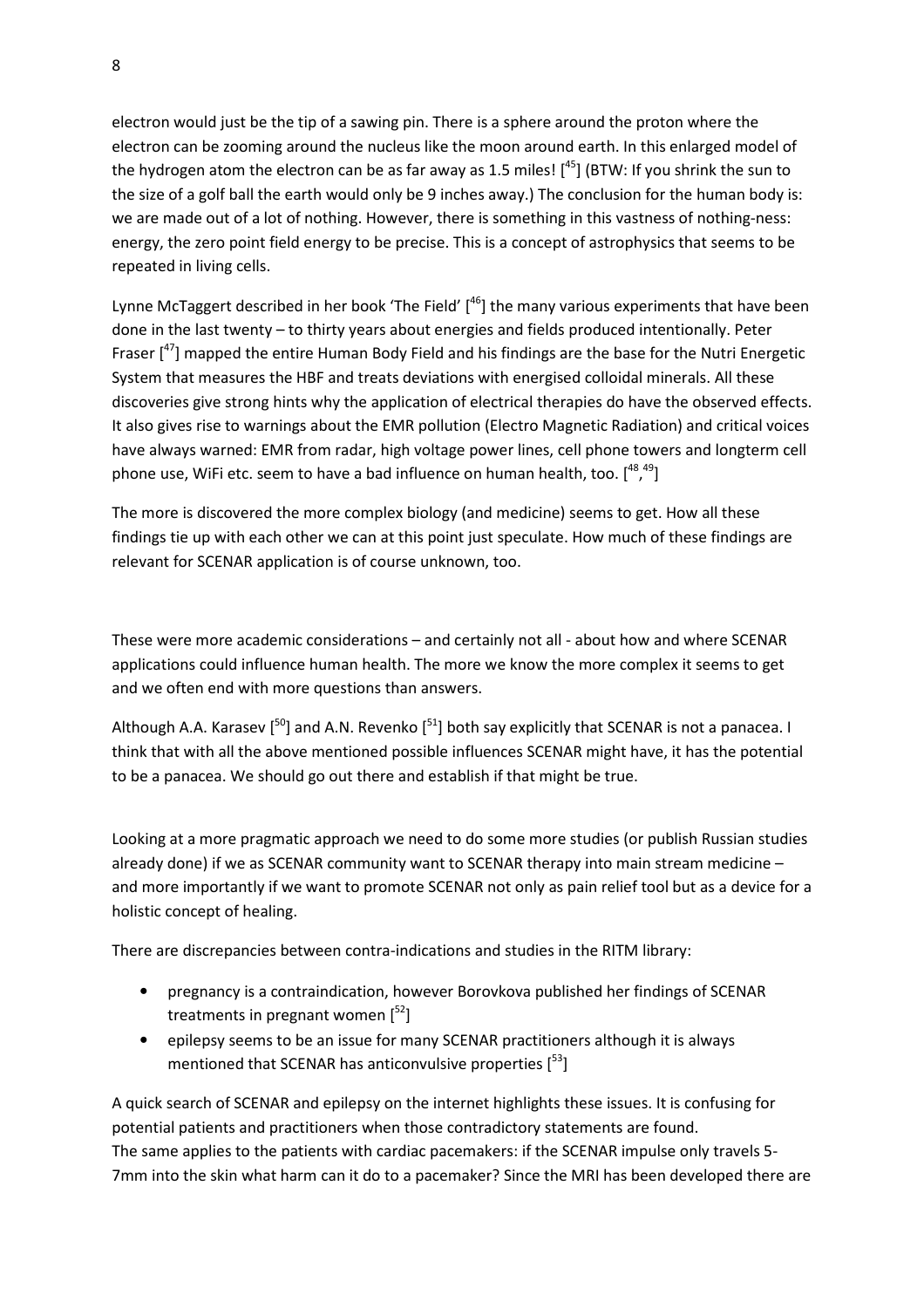electron would just be the tip of a sawing pin. There is a sphere around the proton where the electron can be zooming around the nucleus like the moon around earth. In this enlarged model of the hydrogen atom the electron can be as far away as 1.5 miles! [45] (BTW: If you shrink the sun to the size of a golf ball the earth would only be 9 inches away.) The conclusion for the human body is: we are made out of a lot of nothing. However, there is something in this vastness of nothing-ness: energy, the zero point field energy to be precise. This is a concept of astrophysics that seems to be repeated in living cells.

Lynne McTaggert described in her book 'The Field' [46] the many various experiments that have been done in the last twenty – to thirty years about energies and fields produced intentionally. Peter Fraser [47] mapped the entire Human Body Field and his findings are the base for the Nutri Energetic System that measures the HBF and treats deviations with energised colloidal minerals. All these discoveries give strong hints why the application of electrical therapies do have the observed effects. It also gives rise to warnings about the EMR pollution (Electro Magnetic Radiation) and critical voices have always warned: EMR from radar, high voltage power lines, cell phone towers and longterm cell phone use, WiFi etc. seem to have a bad influence on human health, too. [48,49]

The more is discovered the more complex biology (and medicine) seems to get. How all these findings tie up with each other we can at this point just speculate. How much of these findings are relevant for SCENAR application is of course unknown, too.

These were more academic considerations – and certainly not all - about how and where SCENAR applications could influence human health. The more we know the more complex it seems to get and we often end with more questions than answers.

Although A.A. Karasev [50] and A.N. Revenko [51] both say explicitly that SCENAR is not a panacea. I think that with all the above mentioned possible influences SCENAR might have, it has the potential to be a panacea. We should go out there and establish if that might be true.

Looking at a more pragmatic approach we need to do some more studies (or publish Russian studies already done) if we as SCENAR community want to SCENAR therapy into main stream medicine – and more importantly if we want to promote SCENAR not only as pain relief tool but as a device for a holistic concept of healing.

There are discrepancies between contra-indications and studies in the RITM library:

- pregnancy is a contraindication, however Borovkova published her findings of SCENAR treatments in pregnant women [52]
- epilepsy seems to be an issue for many SCENAR practitioners although it is always mentioned that SCENAR has anticonvulsive properties [53]

A quick search of SCENAR and epilepsy on the internet highlights these issues. It is confusing for potential patients and practitioners when those contradictory statements are found.
The same applies to the patients with cardiac pacemakers: if the SCENAR impulse only travels 5-7mm into the skin what harm can it do to a pacemaker? Since the MRI has been developed there are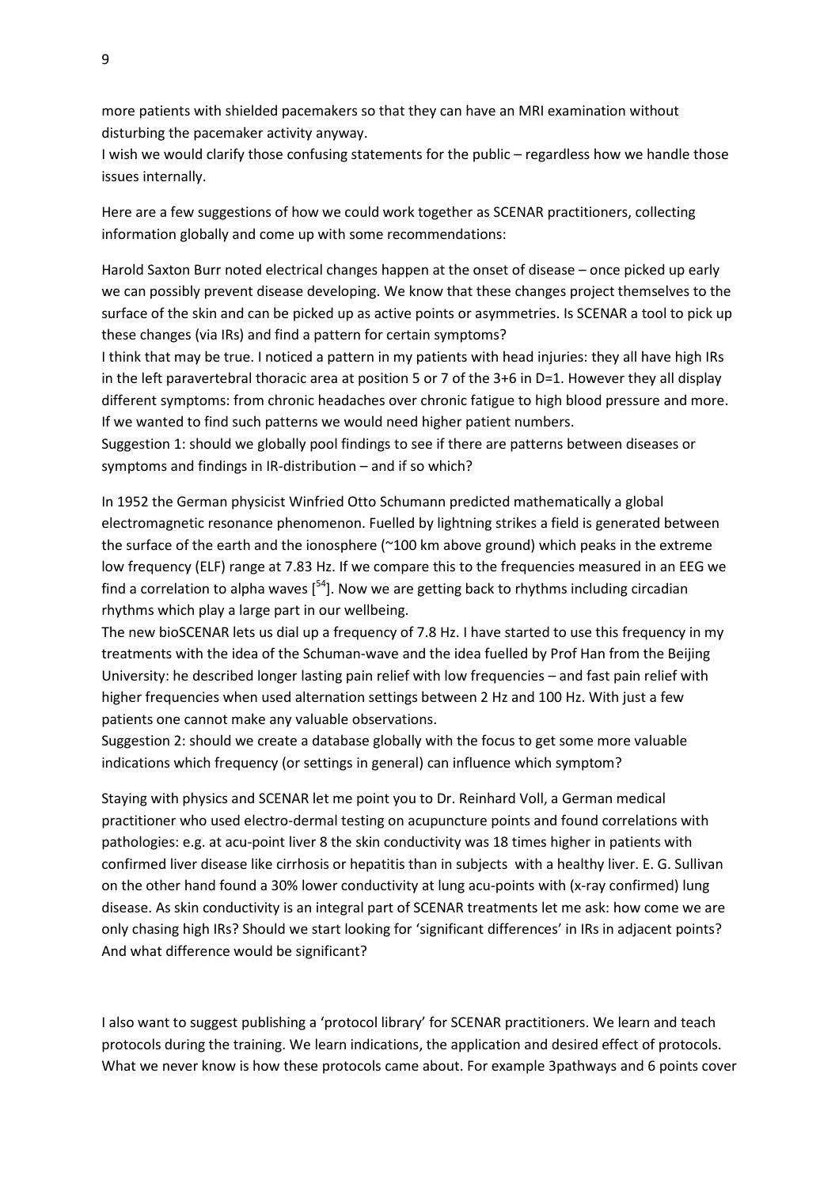more patients with shielded pacemakers so that they can have an MRI examination without disturbing the pacemaker activity anyway.
I wish we would clarify those confusing statements for the public – regardless how we handle those issues internally.

Here are a few suggestions of how we could work together as SCENAR practitioners, collecting information globally and come up with some recommendations:

Harold Saxton Burr noted electrical changes happen at the onset of disease – once picked up early we can possibly prevent disease developing. We know that these changes project themselves to the surface of the skin and can be picked up as active points or asymmetries. Is SCENAR a tool to pick up these changes (via IRs) and find a pattern for certain symptoms?
I think that may be true. I noticed a pattern in my patients with head injuries: they all have high IRs in the left paravertebral thoracic area at position 5 or 7 of the 3+6 in D=1. However they all display different symptoms: from chronic headaches over chronic fatigue to high blood pressure and more. If we wanted to find such patterns we would need higher patient numbers.
Suggestion 1: should we globally pool findings to see if there are patterns between diseases or symptoms and findings in IR-distribution – and if so which?

In 1952 the German physicist Winfried Otto Schumann predicted mathematically a global electromagnetic resonance phenomenon. Fuelled by lightning strikes a field is generated between the surface of the earth and the ionosphere (~100 km above ground) which peaks in the extreme low frequency (ELF) range at 7.83 Hz. If we compare this to the frequencies measured in an EEG we find a correlation to alpha waves [54]. Now we are getting back to rhythms including circadian rhythms which play a large part in our wellbeing.
The new bioSCENAR lets us dial up a frequency of 7.8 Hz. I have started to use this frequency in my treatments with the idea of the Schuman-wave and the idea fuelled by Prof Han from the Beijing University: he described longer lasting pain relief with low frequencies – and fast pain relief with higher frequencies when used alternation settings between 2 Hz and 100 Hz. With just a few patients one cannot make any valuable observations.
Suggestion 2: should we create a database globally with the focus to get some more valuable indications which frequency (or settings in general) can influence which symptom?

Staying with physics and SCENAR let me point you to Dr. Reinhard Voll, a German medical practitioner who used electro-dermal testing on acupuncture points and found correlations with pathologies: e.g. at acu-point liver 8 the skin conductivity was 18 times higher in patients with confirmed liver disease like cirrhosis or hepatitis than in subjects with a healthy liver. E. G. Sullivan on the other hand found a 30% lower conductivity at lung acu-points with (x-ray confirmed) lung disease. As skin conductivity is an integral part of SCENAR treatments let me ask: how come we are only chasing high IRs? Should we start looking for 'significant differences' in IRs in adjacent points? And what difference would be significant?

I also want to suggest publishing a 'protocol library' for SCENAR practitioners. We learn and teach protocols during the training. We learn indications, the application and desired effect of protocols. What we never know is how these protocols came about. For example 3pathways and 6 points cover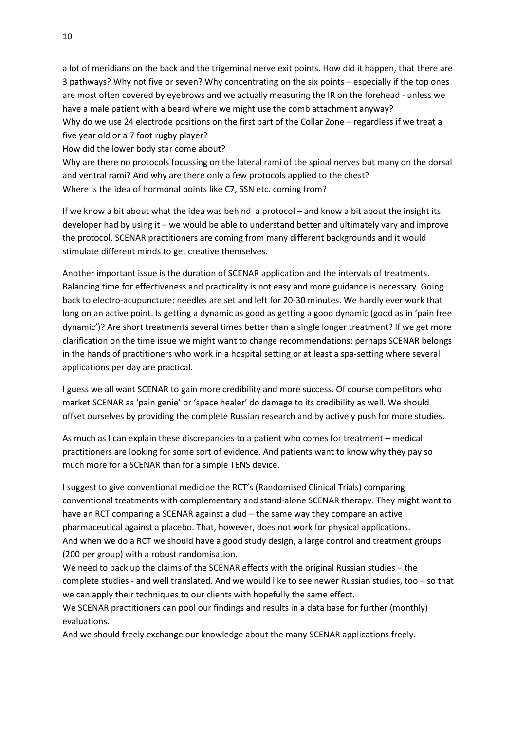a lot of meridians on the back and the trigeminal nerve exit points. How did it happen, that there are 3 pathways? Why not five or seven? Why concentrating on the six points – especially if the top ones are most often covered by eyebrows and we actually measuring the IR on the forehead - unless we have a male patient with a beard where we might use the comb attachment anyway?
Why do we use 24 electrode positions on the first part of the Collar Zone – regardless if we treat a five year old or a 7 foot rugby player?
How did the lower body star come about?
Why are there no protocols focussing on the lateral rami of the spinal nerves but many on the dorsal and ventral rami? And why are there only a few protocols applied to the chest?
Where is the idea of hormonal points like C7, SSN etc. coming from?

If we know a bit about what the idea was behind a protocol – and know a bit about the insight its developer had by using it – we would be able to understand better and ultimately vary and improve the protocol. SCENAR practitioners are coming from many different backgrounds and it would stimulate different minds to get creative themselves.

Another important issue is the duration of SCENAR application and the intervals of treatments. Balancing time for effectiveness and practicality is not easy and more guidance is necessary. Going back to electro-acupuncture: needles are set and left for 20-30 minutes. We hardly ever work that long on an active point. Is getting a dynamic as good as getting a good dynamic (good as in 'pain free dynamic')? Are short treatments several times better than a single longer treatment? If we get more clarification on the time issue we might want to change recommendations: perhaps SCENAR belongs in the hands of practitioners who work in a hospital setting or at least a spa-setting where several applications per day are practical.

I guess we all want SCENAR to gain more credibility and more success. Of course competitors who market SCENAR as 'pain genie' or 'space healer' do damage to its credibility as well. We should offset ourselves by providing the complete Russian research and by actively push for more studies.

As much as I can explain these discrepancies to a patient who comes for treatment – medical practitioners are looking for some sort of evidence. And patients want to know why they pay so much more for a SCENAR than for a simple TENS device.

I suggest to give conventional medicine the RCT's (Randomised Clinical Trials) comparing conventional treatments with complementary and stand-alone SCENAR therapy. They might want to have an RCT comparing a SCENAR against a dud – the same way they compare an active pharmaceutical against a placebo. That, however, does not work for physical applications.
And when we do a RCT we should have a good study design, a large control and treatment groups (200 per group) with a robust randomisation.
We need to back up the claims of the SCENAR effects with the original Russian studies – the complete studies - and well translated. And we would like to see newer Russian studies, too – so that we can apply their techniques to our clients with hopefully the same effect.
We SCENAR practitioners can pool our findings and results in a data base for further (monthly) evaluations.
And we should freely exchange our knowledge about the many SCENAR applications freely.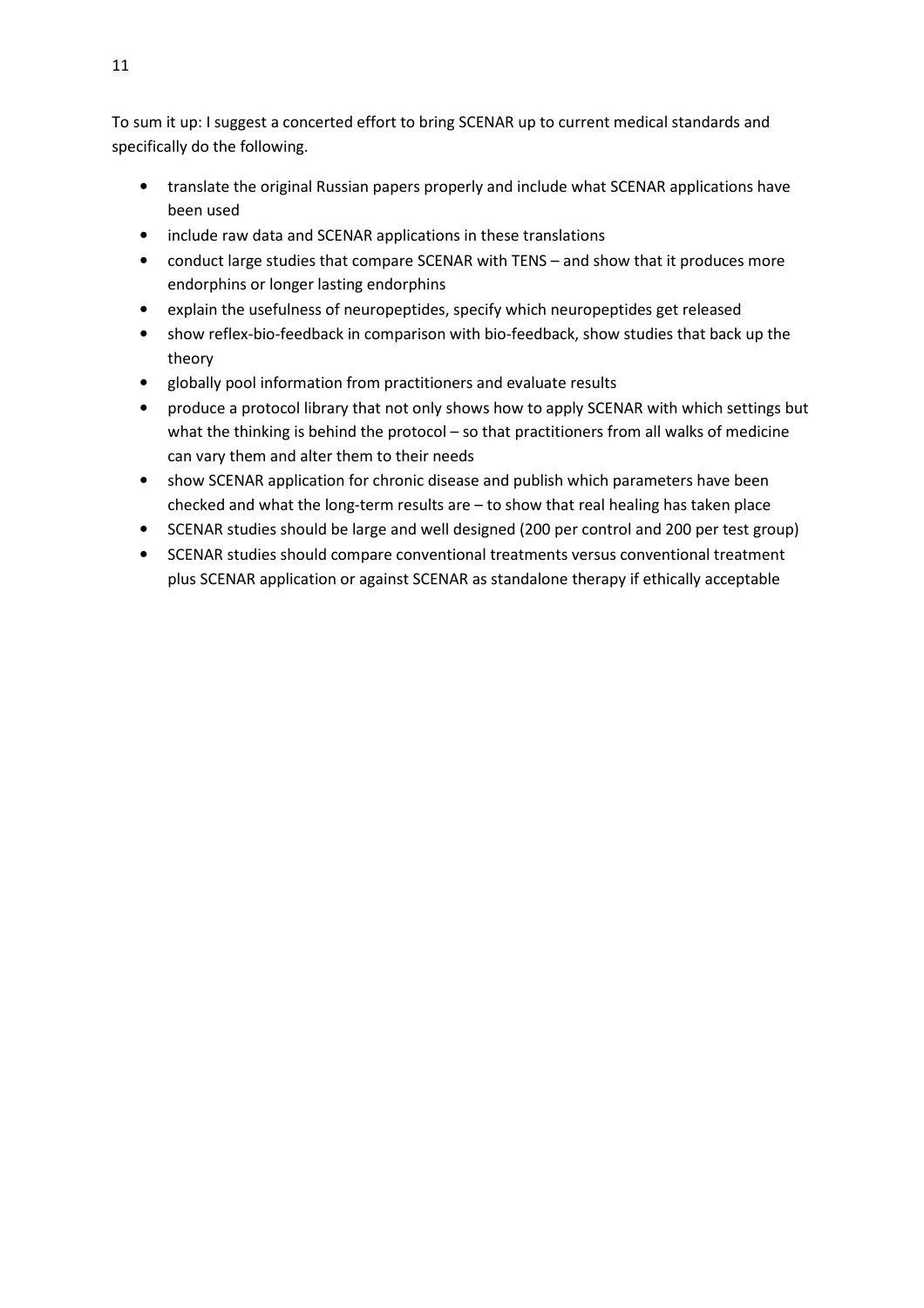To sum it up: I suggest a concerted effort to bring SCENAR up to current medical standards and specifically do the following.

- translate the original Russian papers properly and include what SCENAR applications have been used
- include raw data and SCENAR applications in these translations
- conduct large studies that compare SCENAR with TENS – and show that it produces more endorphins or longer lasting endorphins
- explain the usefulness of neuropeptides, specify which neuropeptides get released
- show reflex-bio-feedback in comparison with bio-feedback, show studies that back up the theory
- globally pool information from practitioners and evaluate results
- produce a protocol library that not only shows how to apply SCENAR with which settings but what the thinking is behind the protocol – so that practitioners from all walks of medicine can vary them and alter them to their needs
- show SCENAR application for chronic disease and publish which parameters have been checked and what the long-term results are – to show that real healing has taken place
- SCENAR studies should be large and well designed (200 per control and 200 per test group)
- SCENAR studies should compare conventional treatments versus conventional treatment plus SCENAR application or against SCENAR as standalone therapy if ethically acceptable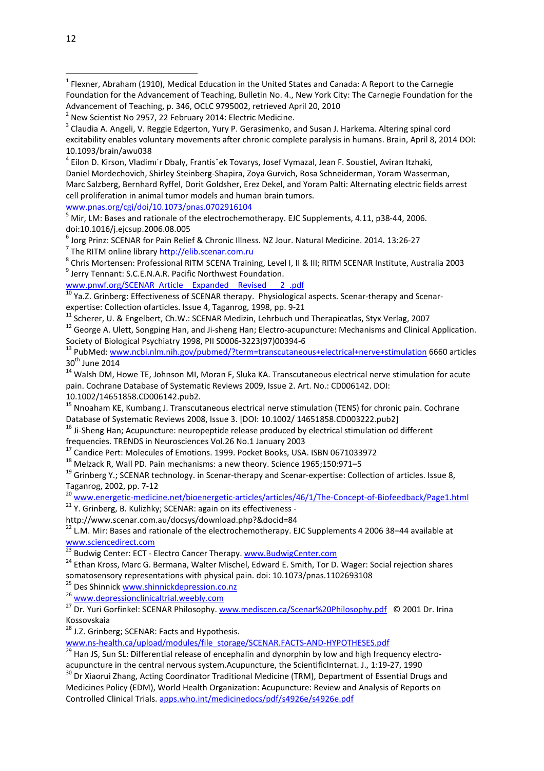[1] Flexner, Abraham (1910), Medical Education in the United States and Canada: A Report to the Carnegie Foundation for the Advancement of Teaching, Bulletin No. 4., New York City: The Carnegie Foundation for the Advancement of Teaching, p. 346, OCLC 9795002, retrieved April 20, 2010

[2] New Scientist No 2957, 22 February 2014: Electric Medicine.

[3] Claudia A. Angeli, V. Reggie Edgerton, Yury P. Gerasimenko, and Susan J. Harkema. Altering spinal cord excitability enables voluntary movements after chronic complete paralysis in humans. Brain, April 8, 2014 DOI: 10.1093/brain/awu038

[4] Eilon D. Kirson, Vladimı´r Dbaly, Frantisˇek Tovarys, Josef Vymazal, Jean F. Soustiel, Aviran Itzhaki, Daniel Mordechovich, Shirley Steinberg-Shapira, Zoya Gurvich, Rosa Schneiderman, Yoram Wasserman, Marc Salzberg, Bernhard Ryffel, Dorit Goldsher, Erez Dekel, and Yoram Palti: Alternating electric fields arrest cell proliferation in animal tumor models and human brain tumors. www.pnas.org/cgi/doi/10.1073/pnas.0702916104

[5] Mir, LM: Bases and rationale of the electrochemotherapy. EJC Supplements, 4.11, p38-44, 2006. doi:10.1016/j.ejcsup.2006.08.005

[6] Jorg Prinz: SCENAR for Pain Relief & Chronic Illness. NZ Jour. Natural Medicine. 2014. 13:26-27

[7] The RITM online library http://elib.scenar.com.ru

[8] Chris Mortensen: Professional RITM SCENA Training, Level I, II & III; RITM SCENAR Institute, Australia 2003

[9] Jerry Tennant: S.C.E.N.A.R. Pacific Northwest Foundation. www.pnwf.org/SCENAR_Article__Expanded__Revised___2_.pdf

[10] Ya.Z. Grinberg: Effectiveness of SCENAR therapy. Physiological aspects. Scenar-therapy and Scenar-expertise: Collection ofarticles. Issue 4, Taganrog, 1998, pp. 9-21

[11] Scherer, U. & Engelbert, Ch.W.: SCENAR Medizin, Lehrbuch und Therapieatlas, Styx Verlag, 2007

[12] George A. Ulett, Songping Han, and Ji-sheng Han; Electro-acupuncture: Mechanisms and Clinical Application. Society of Biological Psychiatry 1998, PII S0006-3223(97)00394-6

[13] PubMed: www.ncbi.nlm.nih.gov/pubmed/?term=transcutaneous+electrical+nerve+stimulation 6660 articles 30th June 2014

[14] Walsh DM, Howe TE, Johnson MI, Moran F, Sluka KA. Transcutaneous electrical nerve stimulation for acute pain. Cochrane Database of Systematic Reviews 2009, Issue 2. Art. No.: CD006142. DOI: 10.1002/14651858.CD006142.pub2.

[15] Nnoaham KE, Kumbang J. Transcutaneous electrical nerve stimulation (TENS) for chronic pain. Cochrane Database of Systematic Reviews 2008, Issue 3. [DOI: 10.1002/ 14651858.CD003222.pub2]

[16] Ji-Sheng Han; Acupuncture: neuropeptide release produced by electrical stimulation od different frequencies. TRENDS in Neurosciences Vol.26 No.1 January 2003

[17] Candice Pert: Molecules of Emotions. 1999. Pocket Books, USA. ISBN 0671033972

[18] Melzack R, Wall PD. Pain mechanisms: a new theory. Science 1965;150:971–5

[19] Grinberg Y.; SCENAR technology. in Scenar-therapy and Scenar-expertise: Collection of articles. Issue 8, Taganrog, 2002, pp. 7-12

[20] www.energetic-medicine.net/bioenergetic-articles/articles/46/1/The-Concept-of-Biofeedback/Page1.html

[21] Y. Grinberg, B. Kulizhky; SCENAR: again on its effectiveness - http://www.scenar.com.au/docsys/download.php?&docid=84

[22] L.M. Mir: Bases and rationale of the electrochemotherapy. EJC Supplements 4 2006 38–44 available at www.sciencedirect.com

[23] Budwig Center: ECT - Electro Cancer Therapy. www.BudwigCenter.com

[24] Ethan Kross, Marc G. Bermana, Walter Mischel, Edward E. Smith, Tor D. Wager: Social rejection shares somatosensory representations with physical pain. doi: 10.1073/pnas.1102693108

[25] Des Shinnick www.shinnickdepression.co.nz

[26] www.depressionclinicaltrial.weebly.com

[27] Dr. Yuri Gorfinkel: SCENAR Philosophy. www.mediscen.ca/Scenar%20Philosophy.pdf © 2001 Dr. Irina Kossovskaia

[28] J.Z. Grinberg; SCENAR: Facts and Hypothesis. www.ns-health.ca/upload/modules/file_storage/SCENAR.FACTS-AND-HYPOTHESES.pdf

[29] Han JS, Sun SL: Differential release of encephalin and dynorphin by low and high frequency electro-acupuncture in the central nervous system.Acupuncture, the ScientificInternat. J., 1:19-27, 1990

[30] Dr Xiaorui Zhang, Acting Coordinator Traditional Medicine (TRM), Department of Essential Drugs and Medicines Policy (EDM), World Health Organization: Acupuncture: Review and Analysis of Reports on Controlled Clinical Trials. apps.who.int/medicinedocs/pdf/s4926e/s4926e.pdf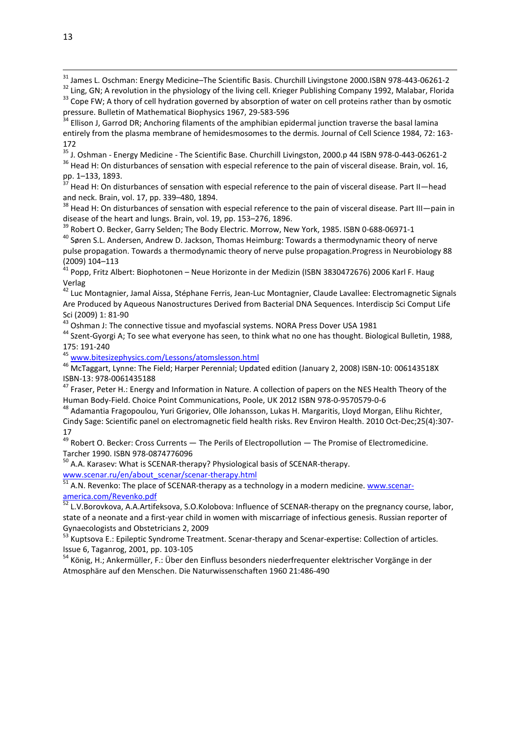[31] James L. Oschman: Energy Medicine–The Scientific Basis. Churchill Livingstone 2000.ISBN 978-443-06261-2

[32] Ling, GN; A revolution in the physiology of the living cell. Krieger Publishing Company 1992, Malabar, Florida

[33] Cope FW; A thory of cell hydration governed by absorption of water on cell proteins rather than by osmotic pressure. Bulletin of Mathematical Biophysics 1967, 29-583-596

[34] Ellison J, Garrod DR; Anchoring filaments of the amphibian epidermal junction traverse the basal lamina entirely from the plasma membrane of hemidesmosomes to the dermis. Journal of Cell Science 1984, 72: 163-172

[35] J. Oshman - Energy Medicine - The Scientific Base. Churchill Livingston, 2000.p 44 ISBN 978-0-443-06261-2

[36] Head H: On disturbances of sensation with especial reference to the pain of visceral disease. Brain, vol. 16, pp. 1–133, 1893.

[37] Head H: On disturbances of sensation with especial reference to the pain of visceral disease. Part II—head and neck. Brain, vol. 17, pp. 339–480, 1894.

[38] Head H: On disturbances of sensation with especial reference to the pain of visceral disease. Part III—pain in disease of the heart and lungs. Brain, vol. 19, pp. 153–276, 1896.

[39] Robert O. Becker, Garry Selden; The Body Electric. Morrow, New York, 1985. ISBN 0-688-06971-1

[40] Søren S.L. Andersen, Andrew D. Jackson, Thomas Heimburg: Towards a thermodynamic theory of nerve pulse propagation. Towards a thermodynamic theory of nerve pulse propagation.Progress in Neurobiology 88 (2009) 104–113

[41] Popp, Fritz Albert: Biophotonen – Neue Horizonte in der Medizin (ISBN 3830472676) 2006 Karl F. Haug Verlag

[42] Luc Montagnier, Jamal Aissa, Stéphane Ferris, Jean-Luc Montagnier, Claude Lavallee: Electromagnetic Signals Are Produced by Aqueous Nanostructures Derived from Bacterial DNA Sequences. Interdiscip Sci Comput Life Sci (2009) 1: 81-90

[43] Oshman J: The connective tissue and myofascial systems. NORA Press Dover USA 1981

[44] Szent-Gyorgi A; To see what everyone has seen, to think what no one has thought. Biological Bulletin, 1988, 175: 191-240

[45] www.bitesizephysics.com/Lessons/atomslesson.html

[46] McTaggart, Lynne: The Field; Harper Perennial; Updated edition (January 2, 2008) ISBN-10: 006143518X ISBN-13: 978-0061435188

[47] Fraser, Peter H.: Energy and Information in Nature. A collection of papers on the NES Health Theory of the Human Body-Field. Choice Point Communications, Poole, UK 2012 ISBN 978-0-9570579-0-6

[48] Adamantia Fragopoulou, Yuri Grigoriev, Olle Johansson, Lukas H. Margaritis, Lloyd Morgan, Elihu Richter, Cindy Sage: Scientific panel on electromagnetic field health risks. Rev Environ Health. 2010 Oct-Dec;25(4):307-17

[49] Robert O. Becker: Cross Currents — The Perils of Electropollution — The Promise of Electromedicine. Tarcher 1990. ISBN 978-0874776096

[50] A.A. Karasev: What is SCENAR-therapy? Physiological basis of SCENAR-therapy. www.scenar.ru/en/about_scenar/scenar-therapy.html

[51] A.N. Revenko: The place of SCENAR-therapy as a technology in a modern medicine. www.scenar-america.com/Revenko.pdf

[52] L.V.Borovkova, A.A.Artifeksova, S.O.Kolobova: Influence of SCENAR-therapy on the pregnancy course, labor, state of a neonate and a first-year child in women with miscarriage of infectious genesis. Russian reporter of Gynaecologists and Obstetricians 2, 2009

[53] Kuptsova E.: Epileptic Syndrome Treatment. Scenar-therapy and Scenar-expertise: Collection of articles. Issue 6, Taganrog, 2001, pp. 103-105

[54] König, H.; Ankermüller, F.: Über den Einfluss besonders niederfrequenter elektrischer Vorgänge in der Atmosphäre auf den Menschen. Die Naturwissenschaften 1960 21:486-490